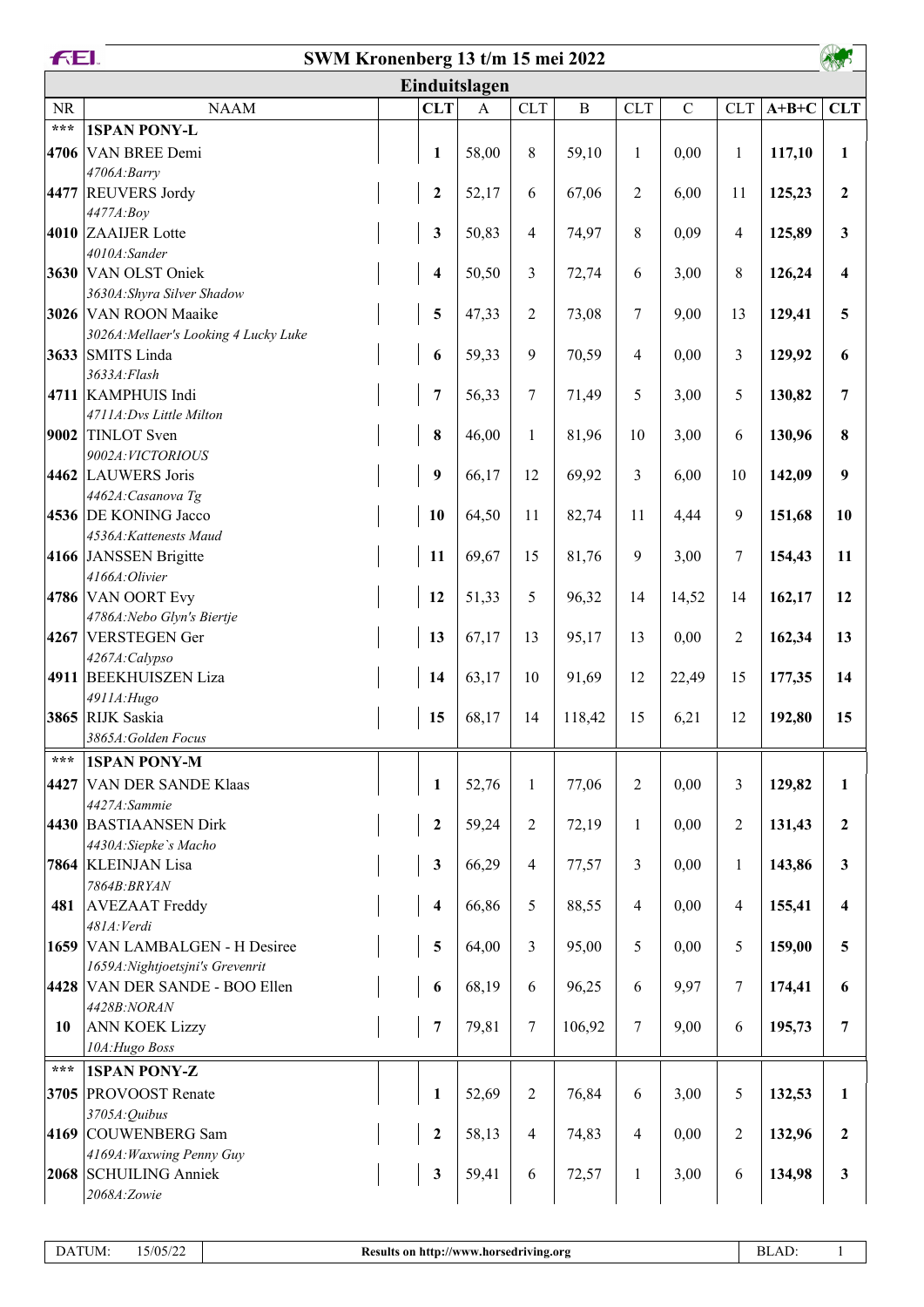# SWM Kronenberg 13 t/m 15 mei 2022

## Einduitslagen

| NR | NAAM | CLT | A | CLT | B | CLT | C | CLT | A+B+C | CLT |
|---|---|---|---|---|---|---|---|---|---|---|
| *** | **1SPAN PONY-L** | | | | | | | | | |
| **4706** | VAN BREE Demi<br>*4706A:Barry* | **1** | 58,00 | 8 | 59,10 | 1 | 0,00 | 1 | **117,10** | **1** |
| **4477** | REUVERS Jordy<br>*4477A:Boy* | **2** | 52,17 | 6 | 67,06 | 2 | 6,00 | 11 | **125,23** | **2** |
| **4010** | ZAAIJER Lotte<br>*4010A:Sander* | **3** | 50,83 | 4 | 74,97 | 8 | 0,09 | 4 | **125,89** | **3** |
| **3630** | VAN OLST Oniek<br>*3630A:Shyra Silver Shadow* | **4** | 50,50 | 3 | 72,74 | 6 | 3,00 | 8 | **126,24** | **4** |
| **3026** | VAN ROON Maaike<br>*3026A:Mellaer's Looking 4 Lucky Luke* | **5** | 47,33 | 2 | 73,08 | 7 | 9,00 | 13 | **129,41** | **5** |
| **3633** | SMITS Linda<br>*3633A:Flash* | **6** | 59,33 | 9 | 70,59 | 4 | 0,00 | 3 | **129,92** | **6** |
| **4711** | KAMPHUIS Indi<br>*4711A:Dvs Little Milton* | **7** | 56,33 | 7 | 71,49 | 5 | 3,00 | 5 | **130,82** | **7** |
| **9002** | TINLOT Sven<br>*9002A:VICTORIOUS* | **8** | 46,00 | 1 | 81,96 | 10 | 3,00 | 6 | **130,96** | **8** |
| **4462** | LAUWERS Joris<br>*4462A:Casanova Tg* | **9** | 66,17 | 12 | 69,92 | 3 | 6,00 | 10 | **142,09** | **9** |
| **4536** | DE KONING Jacco<br>*4536A:Kattenests Maud* | **10** | 64,50 | 11 | 82,74 | 11 | 4,44 | 9 | **151,68** | **10** |
| **4166** | JANSSEN Brigitte<br>*4166A:Olivier* | **11** | 69,67 | 15 | 81,76 | 9 | 3,00 | 7 | **154,43** | **11** |
| **4786** | VAN OORT Evy<br>*4786A:Nebo Glyn's Biertje* | **12** | 51,33 | 5 | 96,32 | 14 | 14,52 | 14 | **162,17** | **12** |
| **4267** | VERSTEGEN Ger<br>*4267A:Calypso* | **13** | 67,17 | 13 | 95,17 | 13 | 0,00 | 2 | **162,34** | **13** |
| **4911** | BEEKHUISZEN Liza<br>*4911A:Hugo* | **14** | 63,17 | 10 | 91,69 | 12 | 22,49 | 15 | **177,35** | **14** |
| **3865** | RIJK Saskia<br>*3865A:Golden Focus* | **15** | 68,17 | 14 | 118,42 | 15 | 6,21 | 12 | **192,80** | **15** |
| *** | **1SPAN PONY-M** | | | | | | | | | |
| **4427** | VAN DER SANDE Klaas<br>*4427A:Sammie* | **1** | 52,76 | 1 | 77,06 | 2 | 0,00 | 3 | **129,82** | **1** |
| **4430** | BASTIAANSEN Dirk<br>*4430A:Siepke`s Macho* | **2** | 59,24 | 2 | 72,19 | 1 | 0,00 | 2 | **131,43** | **2** |
| **7864** | KLEINJAN Lisa<br>*7864B:BRYAN* | **3** | 66,29 | 4 | 77,57 | 3 | 0,00 | 1 | **143,86** | **3** |
| **481** | AVEZAAT Freddy<br>*481A:Verdi* | **4** | 66,86 | 5 | 88,55 | 4 | 0,00 | 4 | **155,41** | **4** |
| **1659** | VAN LAMBALGEN - H Desiree<br>*1659A:Nightjoetsjni's Grevenrit* | **5** | 64,00 | 3 | 95,00 | 5 | 0,00 | 5 | **159,00** | **5** |
| **4428** | VAN DER SANDE - BOO Ellen<br>*4428B:NORAN* | **6** | 68,19 | 6 | 96,25 | 6 | 9,97 | 7 | **174,41** | **6** |
| **10** | ANN KOEK Lizzy<br>*10A:Hugo Boss* | **7** | 79,81 | 7 | 106,92 | 7 | 9,00 | 6 | **195,73** | **7** |
| *** | **1SPAN PONY-Z** | | | | | | | | | |
| **3705** | PROVOOST Renate<br>*3705A:Quibus* | **1** | 52,69 | 2 | 76,84 | 6 | 3,00 | 5 | **132,53** | **1** |
| **4169** | COUWENBERG Sam<br>*4169A:Waxwing Penny Guy* | **2** | 58,13 | 4 | 74,83 | 4 | 0,00 | 2 | **132,96** | **2** |
| **2068** | SCHUILING Anniek<br>*2068A:Zowie* | **3** | 59,41 | 6 | 72,57 | 1 | 3,00 | 6 | **134,98** | **3** |

DATUM: 15/05/22 — Results on http://www.horsedriving.org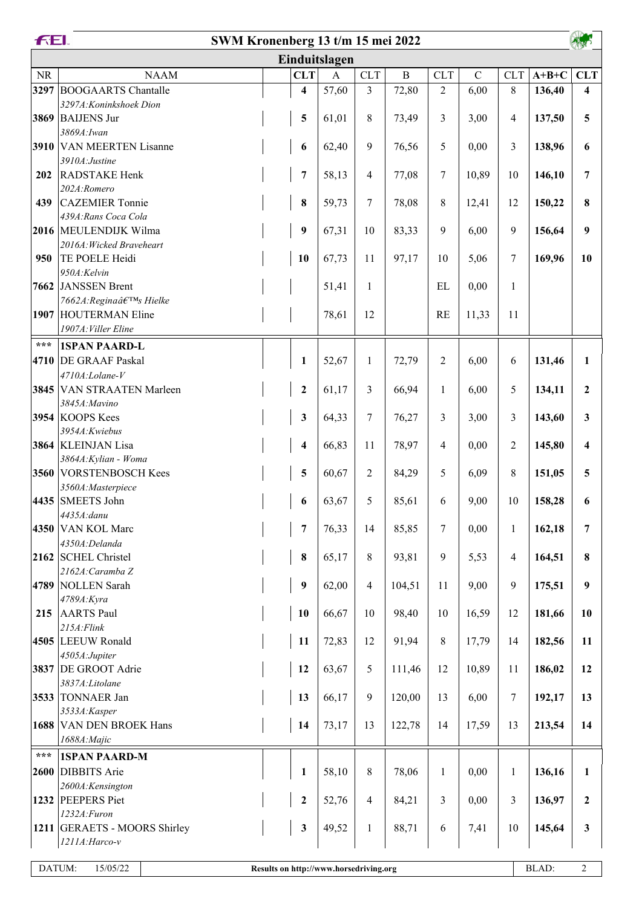# SWM Kronenberg 13 t/m 15 mei 2022

## Einduitslagen

| NR | NAAM | CLT | A | CLT | B | CLT | C | CLT | A+B+C | CLT |
|---|---|---|---|---|---|---|---|---|---|---|
| **3297** | BOOGAARTS Chantalle<br>*3297A:Koninkshoek Dion* | **4** | 57,60 | 3 | 72,80 | 2 | 6,00 | 8 | **136,40** | **4** |
| **3869** | BAIJENS Jur<br>*3869A:Iwan* | **5** | 61,01 | 8 | 73,49 | 3 | 3,00 | 4 | **137,50** | **5** |
| **3910** | VAN MEERTEN Lisanne<br>*3910A:Justine* | **6** | 62,40 | 9 | 76,56 | 5 | 0,00 | 3 | **138,96** | **6** |
| **202** | RADSTAKE Henk<br>*202A:Romero* | **7** | 58,13 | 4 | 77,08 | 7 | 10,89 | 10 | **146,10** | **7** |
| **439** | CAZEMIER Tonnie<br>*439A:Rans Coca Cola* | **8** | 59,73 | 7 | 78,08 | 8 | 12,41 | 12 | **150,22** | **8** |
| **2016** | MEULENDIJK Wilma<br>*2016A:Wicked Braveheart* | **9** | 67,31 | 10 | 83,33 | 9 | 6,00 | 9 | **156,64** | **9** |
| **950** | TE POELE Heidi<br>*950A:Kelvin* | **10** | 67,73 | 11 | 97,17 | 10 | 5,06 | 7 | **169,96** | **10** |
| **7662** | JANSSEN Brent<br>*7662A:Reginaâ€™s Hielke* | | 51,41 | 1 | | EL | 0,00 | 1 | | |
| **1907** | HOUTERMAN Eline<br>*1907A:Viller Eline* | | 78,61 | 12 | | RE | 11,33 | 11 | | |
| **\*\*\*** | **1SPAN PAARD-L** | | | | | | | | | |
| **4710** | DE GRAAF Paskal<br>*4710A:Lolane-V* | **1** | 52,67 | 1 | 72,79 | 2 | 6,00 | 6 | **131,46** | **1** |
| **3845** | VAN STRAATEN Marleen<br>*3845A:Mavino* | **2** | 61,17 | 3 | 66,94 | 1 | 6,00 | 5 | **134,11** | **2** |
| **3954** | KOOPS Kees<br>*3954A:Kwiebus* | **3** | 64,33 | 7 | 76,27 | 3 | 3,00 | 3 | **143,60** | **3** |
| **3864** | KLEINJAN Lisa<br>*3864A:Kylian - Woma* | **4** | 66,83 | 11 | 78,97 | 4 | 0,00 | 2 | **145,80** | **4** |
| **3560** | VORSTENBOSCH Kees<br>*3560A:Masterpiece* | **5** | 60,67 | 2 | 84,29 | 5 | 6,09 | 8 | **151,05** | **5** |
| **4435** | SMEETS John<br>*4435A:danu* | **6** | 63,67 | 5 | 85,61 | 6 | 9,00 | 10 | **158,28** | **6** |
| **4350** | VAN KOL Marc<br>*4350A:Delanda* | **7** | 76,33 | 14 | 85,85 | 7 | 0,00 | 1 | **162,18** | **7** |
| **2162** | SCHEL Christel<br>*2162A:Caramba Z* | **8** | 65,17 | 8 | 93,81 | 9 | 5,53 | 4 | **164,51** | **8** |
| **4789** | NOLLEN Sarah<br>*4789A:Kyra* | **9** | 62,00 | 4 | 104,51 | 11 | 9,00 | 9 | **175,51** | **9** |
| **215** | AARTS Paul<br>*215A:Flink* | **10** | 66,67 | 10 | 98,40 | 10 | 16,59 | 12 | **181,66** | **10** |
| **4505** | LEEUW Ronald<br>*4505A:Jupiter* | **11** | 72,83 | 12 | 91,94 | 8 | 17,79 | 14 | **182,56** | **11** |
| **3837** | DE GROOT Adrie<br>*3837A:Litolane* | **12** | 63,67 | 5 | 111,46 | 12 | 10,89 | 11 | **186,02** | **12** |
| **3533** | TONNAER Jan<br>*3533A:Kasper* | **13** | 66,17 | 9 | 120,00 | 13 | 6,00 | 7 | **192,17** | **13** |
| **1688** | VAN DEN BROEK Hans<br>*1688A:Majic* | **14** | 73,17 | 13 | 122,78 | 14 | 17,59 | 13 | **213,54** | **14** |
| **\*\*\*** | **1SPAN PAARD-M** | | | | | | | | | |
| **2600** | DIBBITS Arie<br>*2600A:Kensington* | **1** | 58,10 | 8 | 78,06 | 1 | 0,00 | 1 | **136,16** | **1** |
| **1232** | PEEPERS Piet<br>*1232A:Furon* | **2** | 52,76 | 4 | 84,21 | 3 | 0,00 | 3 | **136,97** | **2** |
| **1211** | GERAETS - MOORS Shirley<br>*1211A:Harco-v* | **3** | 49,52 | 1 | 88,71 | 6 | 7,41 | 10 | **145,64** | **3** |

DATUM: 15/05/22 — Results on http://www.horsedriving.org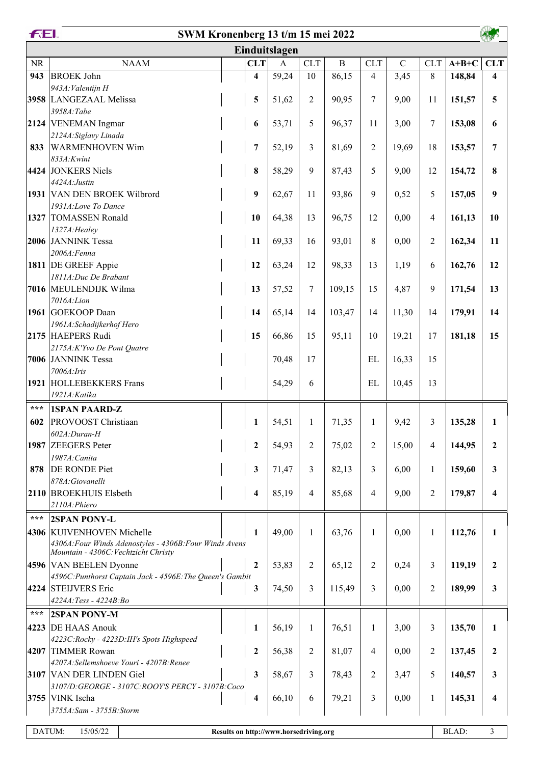# SWM Kronenberg 13 t/m 15 mei 2022

## Einduitslagen

| NR | NAAM | CLT | A | CLT | B | CLT | C | CLT | A+B+C | CLT |
|---|---|---|---|---|---|---|---|---|---|---|
| **943** | **BROEK John** *943A:Valentijn H* | **4** | 59,24 | 10 | 86,15 | 4 | 3,45 | 8 | **148,84** | **4** |
| **3958** | **LANGEZAAL Melissa** *3958A:Tabe* | **5** | 51,62 | 2 | 90,95 | 7 | 9,00 | 11 | **151,57** | **5** |
| **2124** | **VENEMAN Ingmar** *2124A:Siglavy Linada* | **6** | 53,71 | 5 | 96,37 | 11 | 3,00 | 7 | **153,08** | **6** |
| **833** | **WARMENHOVEN Wim** *833A:Kwint* | **7** | 52,19 | 3 | 81,69 | 2 | 19,69 | 18 | **153,57** | **7** |
| **4424** | **JONKERS Niels** *4424A:Justin* | **8** | 58,29 | 9 | 87,43 | 5 | 9,00 | 12 | **154,72** | **8** |
| **1931** | **VAN DEN BROEK Wilbrord** *1931A:Love To Dance* | **9** | 62,67 | 11 | 93,86 | 9 | 0,52 | 5 | **157,05** | **9** |
| **1327** | **TOMASSEN Ronald** *1327A:Healey* | **10** | 64,38 | 13 | 96,75 | 12 | 0,00 | 4 | **161,13** | **10** |
| **2006** | **JANNINK Tessa** *2006A:Fenna* | **11** | 69,33 | 16 | 93,01 | 8 | 0,00 | 2 | **162,34** | **11** |
| **1811** | **DE GREEF Appie** *1811A:Duc De Brabant* | **12** | 63,24 | 12 | 98,33 | 13 | 1,19 | 6 | **162,76** | **12** |
| **7016** | **MEULENDIJK Wilma** *7016A:Lion* | **13** | 57,52 | 7 | 109,15 | 15 | 4,87 | 9 | **171,54** | **13** |
| **1961** | **GOEKOOP Daan** *1961A:Schadijkerhof Hero* | **14** | 65,14 | 14 | 103,47 | 14 | 11,30 | 14 | **179,91** | **14** |
| **2175** | **HAEPERS Rudi** *2175A:K'Yvo De Pont Quatre* | **15** | 66,86 | 15 | 95,11 | 10 | 19,21 | 17 | **181,18** | **15** |
| **7006** | **JANNINK Tessa** *7006A:Iris* | | 70,48 | 17 | | EL | 16,33 | 15 | | |
| **1921** | **HOLLEBEKKERS Frans** *1921A:Katika* | | 54,29 | 6 | | EL | 10,45 | 13 | | |
| *** | **1SPAN PAARD-Z** | | | | | | | | | |
| **602** | **PROVOOST Christiaan** *602A:Duran-H* | **1** | 54,51 | 1 | 71,35 | 1 | 9,42 | 3 | **135,28** | **1** |
| **1987** | **ZEEGERS Peter** *1987A:Canita* | **2** | 54,93 | 2 | 75,02 | 2 | 15,00 | 4 | **144,95** | **2** |
| **878** | **DE RONDE Piet** *878A:Giovanelli* | **3** | 71,47 | 3 | 82,13 | 3 | 6,00 | 1 | **159,60** | **3** |
| **2110** | **BROEKHUIS Elsbeth** *2110A:Phiero* | **4** | 85,19 | 4 | 85,68 | 4 | 9,00 | 2 | **179,87** | **4** |
| *** | **2SPAN PONY-L** | | | | | | | | | |
| **4306** | **KUIVENHOVEN Michelle** *4306A:Four Winds Adenostyles - 4306B:Four Winds Avens Mountain - 4306C:Vechtzicht Christy* | **1** | 49,00 | 1 | 63,76 | 1 | 0,00 | 1 | **112,76** | **1** |
| **4596** | **VAN BEELEN Dyonne** *4596C:Punthorst Captain Jack - 4596E:The Queen's Gambit* | **2** | 53,83 | 2 | 65,12 | 2 | 0,24 | 3 | **119,19** | **2** |
| **4224** | **STEIJVERS Eric** *4224A:Tess - 4224B:Bo* | **3** | 74,50 | 3 | 115,49 | 3 | 0,00 | 2 | **189,99** | **3** |
| *** | **2SPAN PONY-M** | | | | | | | | | |
| **4223** | **DE HAAS Anouk** *4223C:Rocky - 4223D:IH's Spots Highspeed* | **1** | 56,19 | 1 | 76,51 | 1 | 3,00 | 3 | **135,70** | **1** |
| **4207** | **TIMMER Rowan** *4207A:Sellemshoeve Youri - 4207B:Renee* | **2** | 56,38 | 2 | 81,07 | 4 | 0,00 | 2 | **137,45** | **2** |
| **3107** | **VAN DER LINDEN Giel** *3107/D:GEORGE - 3107C:ROOY'S PERCY - 3107B:Coco* | **3** | 58,67 | 3 | 78,43 | 2 | 3,47 | 5 | **140,57** | **3** |
| **3755** | **VINK Ischa** *3755A:Sam - 3755B:Storm* | **4** | 66,10 | 6 | 79,21 | 3 | 0,00 | 1 | **145,31** | **4** |

DATUM: 15/05/22 — Results on http://www.horsedriving.org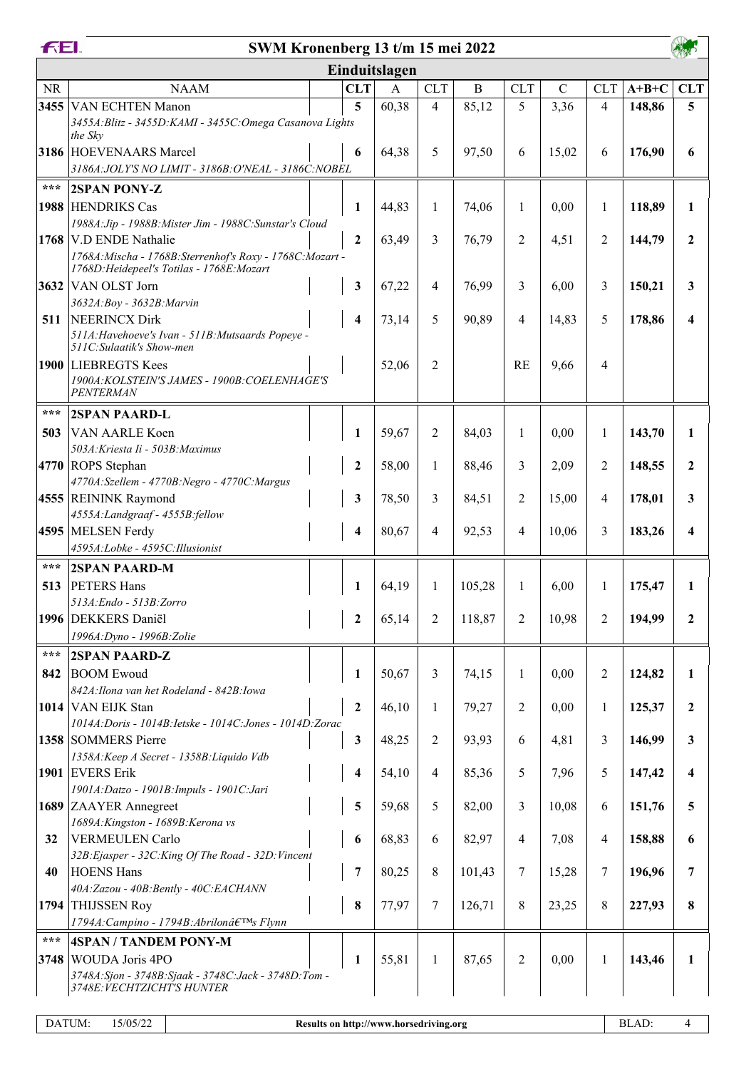# SWM Kronenberg 13 t/m 15 mei 2022

## Einduitslagen

| NR | NAAM | CLT | A | CLT | B | CLT | C | CLT | A+B+C | CLT |
|---|---|---|---|---|---|---|---|---|---|---|
| **3455** | VAN ECHTEN Manon<br>*3455A:Blitz - 3455D:KAMI - 3455C:Omega Casanova Lights the Sky* | **5** | 60,38 | 4 | 85,12 | 5 | 3,36 | 4 | **148,86** | **5** |
| **3186** | HOEVENAARS Marcel<br>*3186A:JOLY'S NO LIMIT - 3186B:O'NEAL - 3186C:NOBEL* | **6** | 64,38 | 5 | 97,50 | 6 | 15,02 | 6 | **176,90** | **6** |
| *** | **2SPAN PONY-Z** | | | | | | | | | |
| **1988** | HENDRIKS Cas<br>*1988A:Jip - 1988B:Mister Jim - 1988C:Sunstar's Cloud* | **1** | 44,83 | 1 | 74,06 | 1 | 0,00 | 1 | **118,89** | **1** |
| **1768** | V.D ENDE Nathalie<br>*1768A:Mischa - 1768B:Sterrenhof's Roxy - 1768C:Mozart - 1768D:Heidepeel's Totilas - 1768E:Mozart* | **2** | 63,49 | 3 | 76,79 | 2 | 4,51 | 2 | **144,79** | **2** |
| **3632** | VAN OLST Jorn<br>*3632A:Boy - 3632B:Marvin* | **3** | 67,22 | 4 | 76,99 | 3 | 6,00 | 3 | **150,21** | **3** |
| **511** | NEERINCX Dirk<br>*511A:Havehoeve's Ivan - 511B:Mutsaards Popeye - 511C:Sulaatik's Show-men* | **4** | 73,14 | 5 | 90,89 | 4 | 14,83 | 5 | **178,86** | **4** |
| **1900** | LIEBREGTS Kees<br>*1900A:KOLSTEIN'S JAMES - 1900B:COELENHAGE'S PENTERMAN* | | 52,06 | 2 | | RE | 9,66 | 4 | | |
| *** | **2SPAN PAARD-L** | | | | | | | | | |
| **503** | VAN AARLE Koen<br>*503A:Kriesta Ii - 503B:Maximus* | **1** | 59,67 | 2 | 84,03 | 1 | 0,00 | 1 | **143,70** | **1** |
| **4770** | ROPS Stephan<br>*4770A:Szellem - 4770B:Negro - 4770C:Margus* | **2** | 58,00 | 1 | 88,46 | 3 | 2,09 | 2 | **148,55** | **2** |
| **4555** | REININK Raymond<br>*4555A:Landgraaf - 4555B:fellow* | **3** | 78,50 | 3 | 84,51 | 2 | 15,00 | 4 | **178,01** | **3** |
| **4595** | MELSEN Ferdy<br>*4595A:Lobke - 4595C:Illusionist* | **4** | 80,67 | 4 | 92,53 | 4 | 10,06 | 3 | **183,26** | **4** |
| *** | **2SPAN PAARD-M** | | | | | | | | | |
| **513** | PETERS Hans<br>*513A:Endo - 513B:Zorro* | **1** | 64,19 | 1 | 105,28 | 1 | 6,00 | 1 | **175,47** | **1** |
| **1996** | DEKKERS Daniël<br>*1996A:Dyno - 1996B:Zolie* | **2** | 65,14 | 2 | 118,87 | 2 | 10,98 | 2 | **194,99** | **2** |
| *** | **2SPAN PAARD-Z** | | | | | | | | | |
| **842** | BOOM Ewoud<br>*842A:Ilona van het Rodeland - 842B:Iowa* | **1** | 50,67 | 3 | 74,15 | 1 | 0,00 | 2 | **124,82** | **1** |
| **1014** | VAN EIJK Stan<br>*1014A:Doris - 1014B:Ietske - 1014C:Jones - 1014D:Zorac* | **2** | 46,10 | 1 | 79,27 | 2 | 0,00 | 1 | **125,37** | **2** |
| **1358** | SOMMERS Pierre<br>*1358A:Keep A Secret - 1358B:Liquido Vdb* | **3** | 48,25 | 2 | 93,93 | 6 | 4,81 | 3 | **146,99** | **3** |
| **1901** | EVERS Erik<br>*1901A:Datzo - 1901B:Impuls - 1901C:Jari* | **4** | 54,10 | 4 | 85,36 | 5 | 7,96 | 5 | **147,42** | **4** |
| **1689** | ZAAYER Annegreet<br>*1689A:Kingston - 1689B:Kerona vs* | **5** | 59,68 | 5 | 82,00 | 3 | 10,08 | 6 | **151,76** | **5** |
| **32** | VERMEULEN Carlo<br>*32B:Ejasper - 32C:King Of The Road - 32D:Vincent* | **6** | 68,83 | 6 | 82,97 | 4 | 7,08 | 4 | **158,88** | **6** |
| **40** | HOENS Hans<br>*40A:Zazou - 40B:Bently - 40C:EACHANN* | **7** | 80,25 | 8 | 101,43 | 7 | 15,28 | 7 | **196,96** | **7** |
| **1794** | THIJSSEN Roy<br>*1794A:Campino - 1794B:Abrilonâ€™s Flynn* | **8** | 77,97 | 7 | 126,71 | 8 | 23,25 | 8 | **227,93** | **8** |
| *** | **4SPAN / TANDEM PONY-M** | | | | | | | | | |
| **3748** | WOUDA Joris 4PO<br>*3748A:Sjon - 3748B:Sjaak - 3748C:Jack - 3748D:Tom - 3748E:VECHTZICHT'S HUNTER* | **1** | 55,81 | 1 | 87,65 | 2 | 0,00 | 1 | **143,46** | **1** |

DATUM: 15/05/22 — Results on http://www.horsedriving.org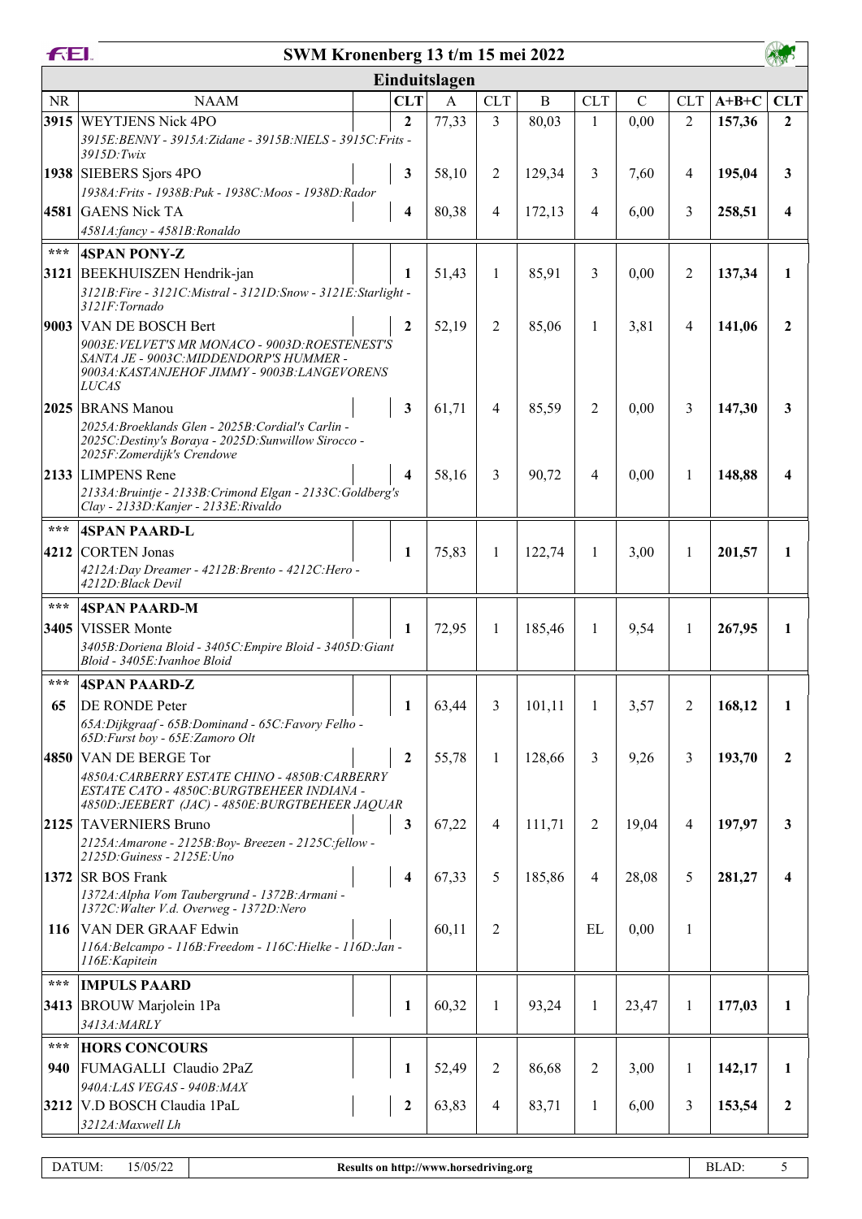# SWM Kronenberg 13 t/m 15 mei 2022

## Einduitslagen

| NR | NAAM | CLT | A | CLT | B | CLT | C | CLT | A+B+C | CLT |
|---|---|---|---|---|---|---|---|---|---|---|
| **3915** | WEYTJENS Nick 4PO | **2** | 77,33 | 3 | 80,03 | 1 | 0,00 | 2 | **157,36** | **2** |
| | *3915E:BENNY - 3915A:Zidane - 3915B:NIELS - 3915C:Frits - 3915D:Twix* | | | | | | | | | |
| **1938** | SIEBERS Sjors 4PO | **3** | 58,10 | 2 | 129,34 | 3 | 7,60 | 4 | **195,04** | **3** |
| | *1938A:Frits - 1938B:Puk - 1938C:Moos - 1938D:Rador* | | | | | | | | | |
| **4581** | GAENS Nick TA | **4** | 80,38 | 4 | 172,13 | 4 | 6,00 | 3 | **258,51** | **4** |
| | *4581A:fancy - 4581B:Ronaldo* | | | | | | | | | |
| *** | **4SPAN PONY-Z** | | | | | | | | | |
| **3121** | BEEKHUISZEN Hendrik-jan | **1** | 51,43 | 1 | 85,91 | 3 | 0,00 | 2 | **137,34** | **1** |
| | *3121B:Fire - 3121C:Mistral - 3121D:Snow - 3121E:Starlight - 3121F:Tornado* | | | | | | | | | |
| **9003** | VAN DE BOSCH Bert | **2** | 52,19 | 2 | 85,06 | 1 | 3,81 | 4 | **141,06** | **2** |
| | *9003E:VELVET'S MR MONACO - 9003D:ROESTENEST'S SANTA JE - 9003C:MIDDENDORP'S HUMMER - 9003A:KASTANJEHOF JIMMY - 9003B:LANGEVORENS LUCAS* | | | | | | | | | |
| **2025** | BRANS Manou | **3** | 61,71 | 4 | 85,59 | 2 | 0,00 | 3 | **147,30** | **3** |
| | *2025A:Broeklands Glen - 2025B:Cordial's Carlin - 2025C:Destiny's Boraya - 2025D:Sunwillow Sirocco - 2025F:Zomerdijk's Crendowe* | | | | | | | | | |
| **2133** | LIMPENS Rene | **4** | 58,16 | 3 | 90,72 | 4 | 0,00 | 1 | **148,88** | **4** |
| | *2133A:Bruintje - 2133B:Crimond Elgan - 2133C:Goldberg's Clay - 2133D:Kanjer - 2133E:Rivaldo* | | | | | | | | | |
| *** | **4SPAN PAARD-L** | | | | | | | | | |
| **4212** | CORTEN Jonas | **1** | 75,83 | 1 | 122,74 | 1 | 3,00 | 1 | **201,57** | **1** |
| | *4212A:Day Dreamer - 4212B:Brento - 4212C:Hero - 4212D:Black Devil* | | | | | | | | | |
| *** | **4SPAN PAARD-M** | | | | | | | | | |
| **3405** | VISSER Monte | **1** | 72,95 | 1 | 185,46 | 1 | 9,54 | 1 | **267,95** | **1** |
| | *3405B:Doriena Bloid - 3405C:Empire Bloid - 3405D:Giant Bloid - 3405E:Ivanhoe Bloid* | | | | | | | | | |
| *** | **4SPAN PAARD-Z** | | | | | | | | | |
| **65** | DE RONDE Peter | **1** | 63,44 | 3 | 101,11 | 1 | 3,57 | 2 | **168,12** | **1** |
| | *65A:Dijkgraaf - 65B:Dominand - 65C:Favory Felho - 65D:Furst boy - 65E:Zamoro Olt* | | | | | | | | | |
| **4850** | VAN DE BERGE Tor | **2** | 55,78 | 1 | 128,66 | 3 | 9,26 | 3 | **193,70** | **2** |
| | *4850A:CARBERRY ESTATE CHINO - 4850B:CARBERRY ESTATE CATO - 4850C:BURGTBEHEER INDIANA - 4850D:JEEBERT (JAC) - 4850E:BURGTBEHEER JAQUAR* | | | | | | | | | |
| **2125** | TAVERNIERS Bruno | **3** | 67,22 | 4 | 111,71 | 2 | 19,04 | 4 | **197,97** | **3** |
| | *2125A:Amarone - 2125B:Boy- Breezen - 2125C:fellow - 2125D:Guiness - 2125E:Uno* | | | | | | | | | |
| **1372** | SR BOS Frank | **4** | 67,33 | 5 | 185,86 | 4 | 28,08 | 5 | **281,27** | **4** |
| | *1372A:Alpha Vom Taubergrund - 1372B:Armani - 1372C:Walter V.d. Overweg - 1372D:Nero* | | | | | | | | | |
| **116** | VAN DER GRAAF Edwin | | 60,11 | 2 | | EL | 0,00 | 1 | | |
| | *116A:Belcampo - 116B:Freedom - 116C:Hielke - 116D:Jan - 116E:Kapitein* | | | | | | | | | |
| *** | **IMPULS PAARD** | | | | | | | | | |
| **3413** | BROUW Marjolein 1Pa | **1** | 60,32 | 1 | 93,24 | 1 | 23,47 | 1 | **177,03** | **1** |
| | *3413A:MARLY* | | | | | | | | | |
| *** | **HORS CONCOURS** | | | | | | | | | |
| **940** | FUMAGALLI Claudio 2PaZ | **1** | 52,49 | 2 | 86,68 | 2 | 3,00 | 1 | **142,17** | **1** |
| | *940A:LAS VEGAS - 940B:MAX* | | | | | | | | | |
| **3212** | V.D BOSCH Claudia 1PaL | **2** | 63,83 | 4 | 83,71 | 1 | 6,00 | 3 | **153,54** | **2** |
| | *3212A:Maxwell Lh* | | | | | | | | | |

DATUM: 15/05/22 — Results on http://www.horsedriving.org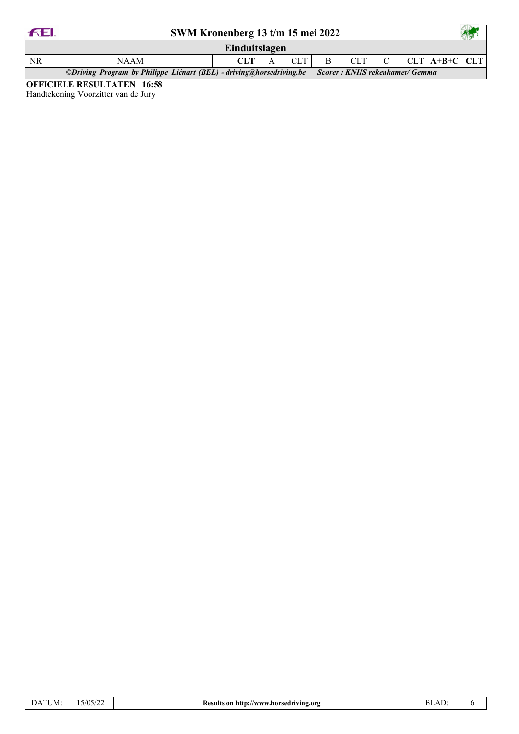# SWM Kronenberg 13 t/m 15 mei 2022

## Einduitslagen

| NR | NAAM | | CLT | A | CLT | B | CLT | C | CLT | A+B+C | CLT |
|---|---|---|---|---|---|---|---|---|---|---|---|

*©Driving Program by Philippe Liénart (BEL) - driving@horsedriving.be* *Scorer : KNHS rekenkamer/ Gemma*

**OFFICIELE RESULTATEN 16:58**

Handtekening Voorzitter van de Jury

| DATUM: 15/05/22 | Results on http://www.horsedriving.org | BLAD: 6 |
|---|---|---|